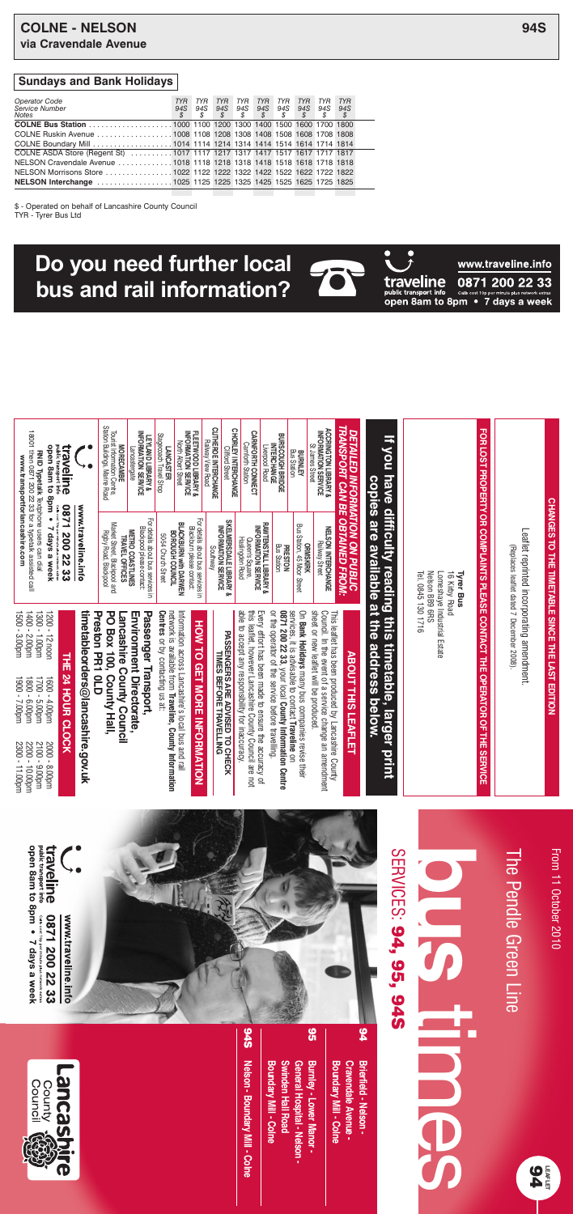# COLNE - NELSON
## via Cravendale Avenue

**94S**

### Sundays and Bank Holidays

| Operator Code | TYR | TYR | TYR | TYR | TYR | TYR | TYR | TYR | TYR |
|---|---|---|---|---|---|---|---|---|---|
| Service Number | 94S | 94S | 94S | 94S | 94S | 94S | 94S | 94S | 94S |
| Notes | $ | $ | $ | $ | $ | $ | $ | $ | $ |
| **COLNE Bus Station** | 1000 | 1100 | 1200 | 1300 | 1400 | 1500 | 1600 | 1700 | 1800 |
| COLNE Ruskin Avenue | 1008 | 1108 | 1208 | 1308 | 1408 | 1508 | 1608 | 1708 | 1808 |
| COLNE Boundary Mill | 1014 | 1114 | 1214 | 1314 | 1414 | 1514 | 1614 | 1714 | 1814 |
| COLNE ASDA Store (Regent St) | 1017 | 1117 | 1217 | 1317 | 1417 | 1517 | 1617 | 1717 | 1817 |
| NELSON Cravendale Avenue | 1018 | 1118 | 1218 | 1318 | 1418 | 1518 | 1618 | 1718 | 1818 |
| NELSON Morrisons Store | 1022 | 1122 | 1222 | 1322 | 1422 | 1522 | 1622 | 1722 | 1822 |
| **NELSON Interchange** | 1025 | 1125 | 1225 | 1325 | 1425 | 1525 | 1625 | 1725 | 1825 |

$ - Operated on behalf of Lancashire County Council
TYR - Tyrer Bus Ltd

## Do you need further local bus and rail information?

traveline public transport info
www.traveline.info
0871 200 22 33
Calls cost 10p per minute plus network extras
open 8am to 8pm • 7 days a week

---

### CHANGES TO THE TIMETABLE SINCE THE LAST EDITION

Leaflet reprinted incorporating amendment.
(Replaces leaflet dated 7 December 2008).

### FOR LOST PROPERTY OR COMPLAINTS PLEASE CONTACT THE OPERATOR OF THE SERVICE

**Tyrer Bus**
16 Kirby Road
Lomeshaye Industrial Estate
Nelson BB9 6RS
Tel. 0845 130 1716

### If you have difficulty reading this timetable, larger print copies are available at the address below.

### DETAILED INFORMATION ON PUBLIC TRANSPORT CAN BE OBTAINED FROM:

**ACCRINGTON LIBRARY & INFORMATION SERVICE**
St James Street

**NELSON INTERCHANGE**
Railway Street

**BURNLEY**
Bus Station

**ORMSKIRK**
Bus Station, 45 Moor Street

**BURSCOUGH BRIDGE INTERCHANGE**
Liverpool Road

**PRESTON**
Bus Station

**CARNFORTH CONNECT**
Carnforth Station

**RAWTENSTALL LIBRARY & INFORMATION SERVICE**
Queens Square
Haslingden Road

**CHORLEY INTERCHANGE**
Clifford Street

**SKELMERSDALE LIBRARY & INFORMATION SERVICE**
Southway

**CLITHEROE INTERCHANGE**
Railway View Road

For details about bus services in Blackburn please contact:

**FLEETWOOD LIBRARY & INFORMATION SERVICE**
North Albert Street

**BLACKBURN with DARWEN BOROUGH COUNCIL**
5054 Church Street

**LANCASTER**
Stagecoach Travel Shop

For details about bus services in Blackpool please contact:

**LEYLAND LIBRARY & INFORMATION SERVICE**
Lancastergate

**METRO COASTLINES TRAVEL OFFICES**
Market Street, Blackpool and Rigby Road, Blackpool

**MORECAMBE**
Tourist Information Centre
Station Buildings, Marine Road

traveline public transport info
www.traveline.info
0871 200 22 33
open 8am to 8pm • 7 days a week

**RNID Typetalk** Textphone users can dial 18001 then 0871 200 22 33 for a typetalk assisted call
**www.transportforlancashire.com**

### ABOUT THIS LEAFLET

This leaflet has been produced by Lancashire County Council. In the event of a service change an amendment sheet or new leaflet will be produced.

On **Bank Holidays** many bus companies revise their services. It is advisable to contact **Traveline** on **0871 200 22 33**, your local **County Information Centre** or the operator of the service before travelling.

Every effort has been made to ensure the accuracy of this leaflet, however Lancashire County Council are not able to accept any responsibility for inaccuracy.

### PASSENGERS ARE ADVISED TO CHECK TIMES BEFORE TRAVELLING

### HOW TO GET MORE INFORMATION

Information across Lancashire's local bus and rail network is available from **Traveline**, **County Information Centres** or by contacting us at:

**Passenger Transport,**
**Environment Directorate,**
**Lancashire County Council**
**PO Box 100, County Hall,**
**Preston PR1 0LD**
**timetableorders@lancashire.gov.uk**

### THE 24 HOUR CLOCK

| | | |
|---|---|---|
| 1200 - 12 noon | 1600 - 4.00pm | 2000 - 8.00pm |
| 1300 - 1.00pm | 1700 - 5.00pm | 2100 - 9.00pm |
| 1400 - 2.00pm | 1800 - 6.00pm | 2200 - 10.00pm |
| 1500 - 3.00pm | 1900 - 7.00pm | 2300 - 11.00pm |

---

**LEAFLET 94**

From 11 October 2010

# bus times

## The Pendle Green Line

SERVICES: **94, 95, 94S**

**94** Brierfield - Nelson - Cravendale Avenue - Boundary Mill - Colne

**95** Burnley - Lower Manor - General Hospital - Nelson - Swinden Hall Road - Boundary Mill - Colne

**94S** Nelson - Boundary Mill - Colne

traveline public transport info
www.traveline.info
0871 200 22 33
Calls cost 10p per minute plus network extras
open 8am to 8pm • 7 days a week

Lancashire County Council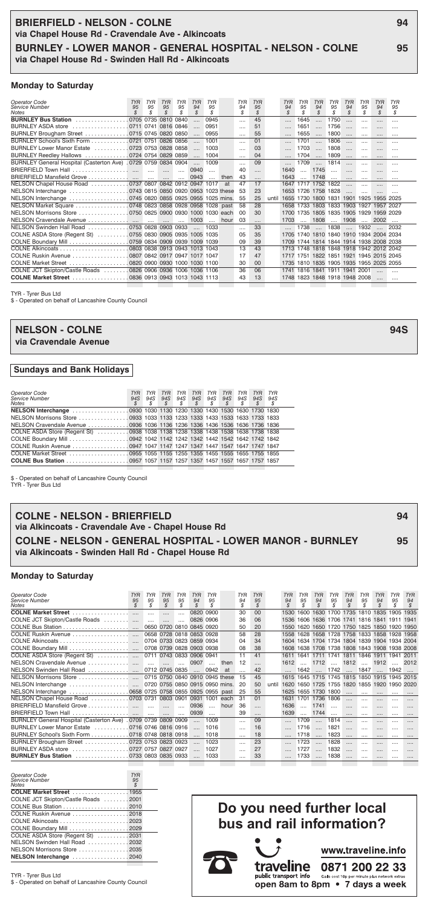## BRIERFIELD - NELSON - COLNE 94
### via Chapel House Rd - Cravendale Ave - Alkincoats

## BURNLEY - LOWER MANOR - GENERAL HOSPITAL - NELSON - COLNE 95
### via Chapel House Rd - Swinden Hall Rd - Alkincoats

**Monday to Saturday**

| Operator Code | TYR | TYR | TYR | TYR | TYR | TYR | | TYR | TYR | | TYR | TYR | TYR | TYR | TYR | TYR | TYR | TYR |
|---|---|---|---|---|---|---|---|---|---|---|---|---|---|---|---|---|---|---|
| Service Number | 95 | 95 | 95 | 95 | 94 | 95 | | 94 | 95 | | 94 | 95 | 94 | 95 | 94 | 95 | 94 | 95 |
| Notes | $ | $ | $ | $ | $ | $ | | $ | $ | | $ | $ | $ | $ | $ | $ | $ | $ |
| **BURNLEY Bus Station** | 0705 | 0735 | 0810 | 0840 | .... | 0945 | | .... | 45 | | .... | 1645 | .... | 1750 | .... | .... | .... | .... |
| BURNLEY ASDA store | 0711 | 0741 | 0816 | 0846 | .... | 0951 | | .... | 51 | | .... | 1651 | .... | 1756 | .... | .... | .... | .... |
| BURNLEY Brougham Street | 0715 | 0745 | 0820 | 0850 | .... | 0955 | | .... | 55 | | .... | 1655 | .... | 1800 | .... | .... | .... | .... |
| BURNLEY School's Sixth Form | 0721 | 0751 | 0826 | 0856 | .... | 1001 | | .... | 01 | | .... | 1701 | .... | 1806 | .... | .... | .... | .... |
| BURNLEY Lower Manor Estate | 0723 | 0753 | 0828 | 0858 | .... | 1003 | | .... | 03 | | .... | 1703 | .... | 1808 | .... | .... | .... | .... |
| BURNLEY Reedley Hallows | 0724 | 0754 | 0829 | 0859 | .... | 1004 | | .... | 04 | | .... | 1704 | .... | 1809 | .... | .... | .... | .... |
| BURNLEY General Hospital (Casterton Ave) | 0729 | 0759 | 0834 | 0904 | .... | 1009 | | .... | 09 | | .... | 1709 | .... | 1814 | .... | .... | .... | .... |
| BRIERFIELD Town Hall | .... | .... | .... | .... | 0940 | .... | | 40 | .... | | 1640 | .... | 1745 | .... | .... | .... | .... | .... |
| BRIERFIELD Mansfield Grove | .... | .... | .... | .... | 0943 | .... | then | 43 | .... | | 1643 | .... | 1748 | .... | .... | .... | .... | .... |
| NELSON Chapel House Road | 0737 | 0807 | 0842 | 0912 | 0947 | 1017 | at | 47 | 17 | | 1647 | 1717 | 1752 | 1822 | .... | .... | .... | .... |
| NELSON Interchange | 0743 | 0815 | 0850 | 0920 | 0953 | 1023 | these | 53 | 23 | | 1653 | 1726 | 1758 | 1828 | .... | .... | .... | .... |
| NELSON Interchange | 0745 | 0820 | 0855 | 0925 | 0955 | 1025 | mins. | 55 | 25 | until | 1655 | 1730 | 1800 | 1831 | 1901 | 1925 | 1955 | 2025 |
| NELSON Market Square | 0748 | 0823 | 0858 | 0928 | 0958 | 1028 | past | 58 | 28 | | 1658 | 1733 | 1803 | 1833 | 1903 | 1927 | 1957 | 2027 |
| NELSON Morrisons Store | 0750 | 0825 | 0900 | 0930 | 1000 | 1030 | each | 00 | 30 | | 1700 | 1735 | 1805 | 1835 | 1905 | 1929 | 1959 | 2029 |
| NELSON Cravendale Avenue | .... | .... | .... | .... | 1003 | .... | hour | 03 | .... | | 1703 | .... | 1808 | .... | 1908 | .... | 2002 | .... |
| NELSON Swinden Hall Road | 0753 | 0828 | 0903 | 0933 | .... | 1033 | | .... | 33 | | .... | 1738 | .... | 1838 | .... | 1932 | .... | 2032 |
| COLNE ASDA Store (Regent St) | 0755 | 0830 | 0905 | 0935 | 1005 | 1035 | | 05 | 35 | | 1705 | 1740 | 1810 | 1840 | 1910 | 1934 | 2004 | 2034 |
| COLNE Boundary Mill | 0759 | 0834 | 0909 | 0939 | 1009 | 1039 | | 09 | 39 | | 1709 | 1744 | 1814 | 1844 | 1914 | 1938 | 2008 | 2038 |
| COLNE Alkincoats | 0803 | 0838 | 0913 | 0943 | 1013 | 1043 | | 13 | 43 | | 1713 | 1748 | 1818 | 1848 | 1918 | 1942 | 2012 | 2042 |
| COLNE Ruskin Avenue | 0807 | 0842 | 0917 | 0947 | 1017 | 1047 | | 17 | 47 | | 1717 | 1751 | 1822 | 1851 | 1921 | 1945 | 2015 | 2045 |
| COLNE Market Street | 0820 | 0900 | 0930 | 1000 | 1030 | 1100 | | 30 | 00 | | 1735 | 1810 | 1835 | 1905 | 1935 | 1955 | 2025 | 2055 |
| COLNE JCT Skipton/Castle Roads | 0826 | 0906 | 0936 | 1006 | 1036 | 1106 | | 36 | 06 | | 1741 | 1816 | 1841 | 1911 | 1941 | 2001 | .... | .... |
| **COLNE Market Street** | 0836 | 0913 | 0943 | 1013 | 1043 | 1113 | | 43 | 13 | | 1748 | 1823 | 1848 | 1918 | 1948 | 2008 | .... | .... |

TYR - Tyrer Bus Ltd
$ - Operated on behalf of Lancashire County Council

## NELSON - COLNE 94S
### via Cravendale Avenue

**Sundays and Bank Holidays**

| Operator Code | TYR | TYR | TYR | TYR | TYR | TYR | TYR | TYR | TYR | TYR |
|---|---|---|---|---|---|---|---|---|---|---|
| Service Number | 94S | 94S | 94S | 94S | 94S | 94S | 94S | 94S | 94S | 94S |
| Notes | $ | $ | $ | $ | $ | $ | $ | $ | $ | $ |
| **NELSON Interchange** | 0930 | 1030 | 1130 | 1230 | 1330 | 1430 | 1530 | 1630 | 1730 | 1830 |
| NELSON Morrisons Store | 0933 | 1033 | 1133 | 1233 | 1333 | 1433 | 1533 | 1633 | 1733 | 1833 |
| NELSON Cravendale Avenue | 0936 | 1036 | 1136 | 1236 | 1336 | 1436 | 1536 | 1636 | 1736 | 1836 |
| COLNE ASDA Store (Regent St) | 0938 | 1038 | 1138 | 1238 | 1338 | 1438 | 1538 | 1638 | 1738 | 1838 |
| COLNE Boundary Mill | 0942 | 1042 | 1142 | 1242 | 1342 | 1442 | 1542 | 1642 | 1742 | 1842 |
| COLNE Ruskin Avenue | 0947 | 1047 | 1147 | 1247 | 1347 | 1447 | 1547 | 1647 | 1747 | 1847 |
| COLNE Market Street | 0955 | 1055 | 1155 | 1255 | 1355 | 1455 | 1555 | 1655 | 1755 | 1855 |
| **COLNE Bus Station** | 0957 | 1057 | 1157 | 1257 | 1357 | 1457 | 1557 | 1657 | 1757 | 1857 |

$ - Operated on behalf of Lancashire County Council
TYR - Tyrer Bus Ltd

## COLNE - NELSON - BRIERFIELD 94
### via Alkincoats - Cravendale Ave - Chapel House Rd

## COLNE - NELSON - GENERAL HOSPITAL - LOWER MANOR - BURNLEY 95
### via Alkincoats - Swinden Hall Rd - Chapel House Rd

**Monday to Saturday**

| Operator Code | TYR | TYR | TYR | TYR | TYR | TYR | | TYR | TYR | | TYR | TYR | TYR | TYR | TYR | TYR | TYR | TYR | TYR |
|---|---|---|---|---|---|---|---|---|---|---|---|---|---|---|---|---|---|---|---|
| Service Number | 95 | 95 | 95 | 95 | 94 | 95 | | 94 | 95 | | 94 | 95 | 94 | 95 | 94 | 95 | 94 | 95 | 94 |
| Notes | $ | $ | $ | $ | $ | $ | | $ | $ | | $ | $ | $ | $ | $ | $ | $ | $ | $ |
| **COLNE Market Street** | .... | .... | .... | .... | 0820 | 0900 | | 30 | 00 | | 1530 | 1600 | 1630 | 1700 | 1735 | 1810 | 1835 | 1905 | 1935 |
| COLNE JCT Skipton/Castle Roads | .... | .... | .... | .... | 0826 | 0906 | | 36 | 06 | | 1536 | 1606 | 1636 | 1706 | 1741 | 1816 | 1841 | 1911 | 1941 |
| COLNE Bus Station | .... | 0650 | 0720 | 0810 | 0845 | 0920 | | 50 | 20 | | 1550 | 1620 | 1650 | 1720 | 1750 | 1825 | 1850 | 1920 | 1950 |
| COLNE Ruskin Avenue | .... | 0658 | 0728 | 0818 | 0853 | 0928 | | 58 | 28 | | 1558 | 1628 | 1658 | 1728 | 1758 | 1833 | 1858 | 1928 | 1958 |
| COLNE Alkincoats | .... | 0704 | 0733 | 0823 | 0859 | 0934 | | 04 | 34 | | 1604 | 1634 | 1704 | 1734 | 1804 | 1839 | 1904 | 1934 | 2004 |
| COLNE Boundary Mill | .... | 0708 | 0739 | 0828 | 0903 | 0938 | | 08 | 38 | | 1608 | 1638 | 1708 | 1738 | 1808 | 1843 | 1908 | 1938 | 2008 |
| COLNE ASDA Store (Regent St) | .... | 0711 | 0743 | 0833 | 0906 | 0941 | | 11 | 41 | | 1611 | 1641 | 1711 | 1741 | 1811 | 1846 | 1911 | 1941 | 2011 |
| NELSON Cravendale Avenue | .... | .... | .... | .... | 0907 | .... | then | 12 | .... | | 1612 | .... | 1712 | .... | 1812 | .... | 1912 | .... | 2012 |
| NELSON Swinden Hall Road | .... | 0712 | 0745 | 0835 | .... | 0942 | at | .... | 42 | | .... | 1642 | .... | 1742 | .... | 1847 | .... | 1942 | .... |
| NELSON Morrisons Store | .... | 0715 | 0750 | 0840 | 0910 | 0945 | these | 15 | 45 | | 1615 | 1645 | 1715 | 1745 | 1815 | 1850 | 1915 | 1945 | 2015 |
| NELSON Interchange | .... | 0720 | 0755 | 0850 | 0915 | 0950 | mins. | 20 | 50 | until | 1620 | 1650 | 1725 | 1755 | 1820 | 1855 | 1920 | 1950 | 2020 |
| NELSON Interchange | 0658 | 0725 | 0758 | 0855 | 0925 | 0955 | past | 25 | 55 | | 1625 | 1655 | 1730 | 1800 | .... | .... | .... | .... | .... |
| NELSON Chapel House Road | 0703 | 0731 | 0803 | 0901 | 0931 | 1001 | each | 31 | 01 | | 1631 | 1701 | 1736 | 1806 | .... | .... | .... | .... | .... |
| BRIERFIELD Mansfield Grove | .... | .... | .... | .... | 0936 | .... | hour | 36 | .... | | 1636 | .... | 1741 | .... | .... | .... | .... | .... | .... |
| BRIERFIELD Town Hall | .... | .... | .... | .... | 0939 | .... | | 39 | .... | | 1639 | .... | 1744 | .... | .... | .... | .... | .... | .... |
| BURNLEY General Hospital (Casterton Ave) | 0709 | 0739 | 0809 | 0909 | .... | 1009 | | .... | 09 | | .... | 1709 | .... | 1814 | .... | .... | .... | .... | .... |
| BURNLEY Lower Manor Estate | 0716 | 0746 | 0816 | 0916 | .... | 1016 | | .... | 16 | | .... | 1716 | .... | 1821 | .... | .... | .... | .... | .... |
| BURNLEY School's Sixth Form | 0718 | 0748 | 0818 | 0918 | .... | 1018 | | .... | 18 | | .... | 1718 | .... | 1823 | .... | .... | .... | .... | .... |
| BURNLEY Brougham Street | 0723 | 0753 | 0823 | 0923 | .... | 1023 | | .... | 23 | | .... | 1723 | .... | 1828 | .... | .... | .... | .... | .... |
| BURNLEY ASDA store | 0727 | 0757 | 0827 | 0927 | .... | 1027 | | .... | 27 | | .... | 1727 | .... | 1832 | .... | .... | .... | .... | .... |
| **BURNLEY Bus Station** | 0733 | 0803 | 0835 | 0933 | .... | 1033 | | .... | 33 | | .... | 1733 | .... | 1838 | .... | .... | .... | .... | .... |

| Operator Code | TYR |
|---|---|
| Service Number | 95 |
| Notes | $ |
| **COLNE Market Street** | 1955 |
| COLNE JCT Skipton/Castle Roads | 2001 |
| COLNE Bus Station | 2010 |
| COLNE Ruskin Avenue | 2018 |
| COLNE Alkincoats | 2023 |
| COLNE Boundary Mill | 2029 |
| COLNE ASDA Store (Regent St) | 2031 |
| NELSON Swinden Hall Road | 2032 |
| NELSON Morrisons Store | 2035 |
| **NELSON Interchange** | 2040 |

TYR - Tyrer Bus Ltd
$ - Operated on behalf of Lancashire County Council

**Do you need further local bus and rail information?**

www.traveline.info

traveline public transport info **0871 200 22 33**
Calls cost 10p per minute plus network extras
**open 8am to 8pm • 7 days a week**